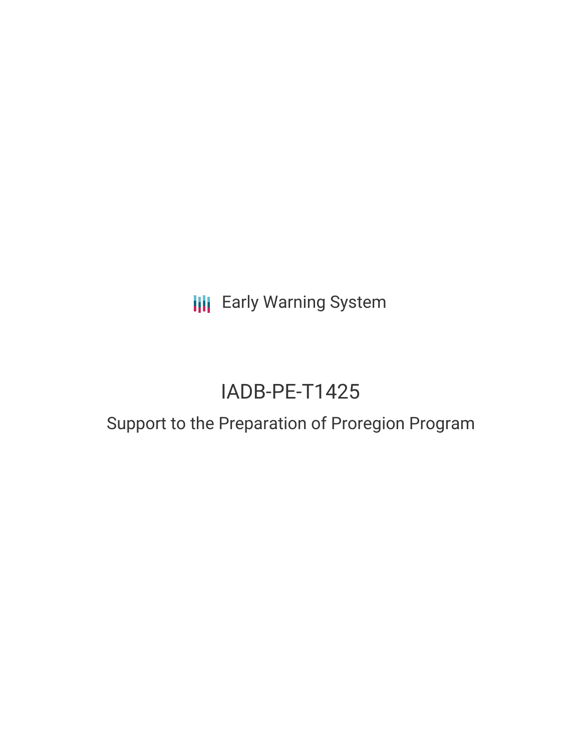Early Warning System

# IADB-PE-T1425

## Support to the Preparation of Proregion Program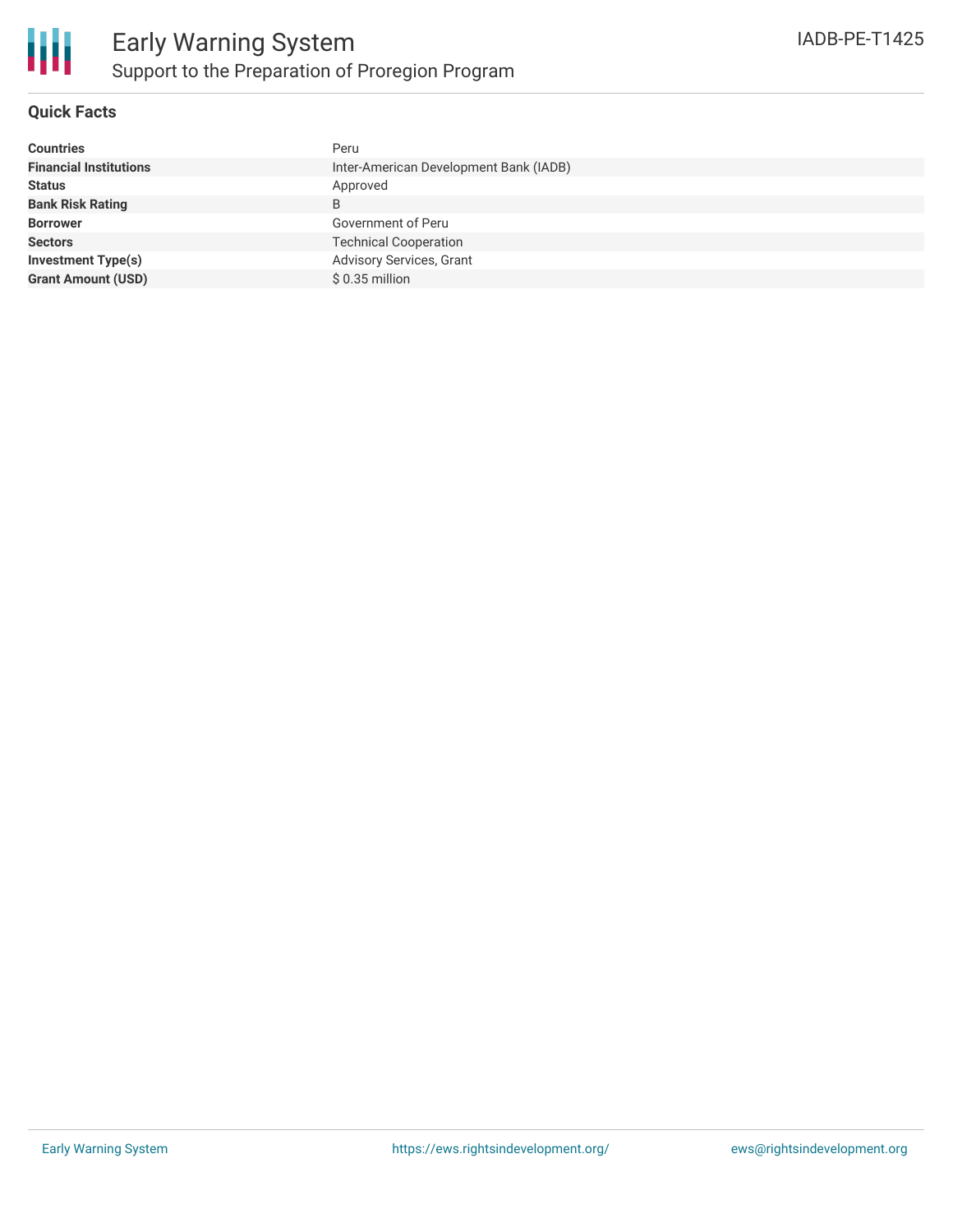# Early Warning System

## Support to the Preparation of Proregion Program

IADB-PE-T1425

### Quick Facts

| | |
|---|---|
| **Countries** | Peru |
| **Financial Institutions** | Inter-American Development Bank (IADB) |
| **Status** | Approved |
| **Bank Risk Rating** | B |
| **Borrower** | Government of Peru |
| **Sectors** | Technical Cooperation |
| **Investment Type(s)** | Advisory Services, Grant |
| **Grant Amount (USD)** | $ 0.35 million |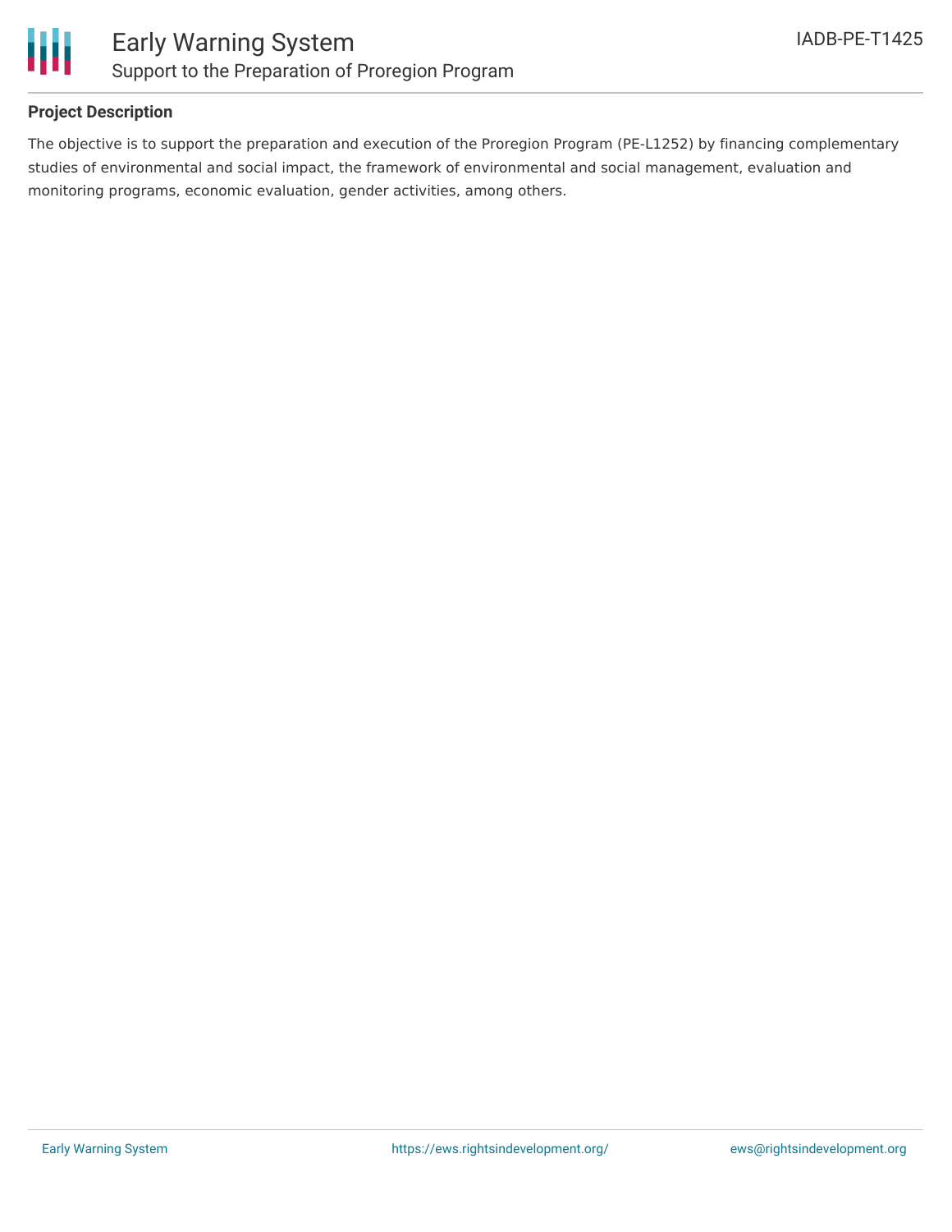### Project Description

The objective is to support the preparation and execution of the Proregion Program (PE-L1252) by financing complementary studies of environmental and social impact, the framework of environmental and social management, evaluation and monitoring programs, economic evaluation, gender activities, among others.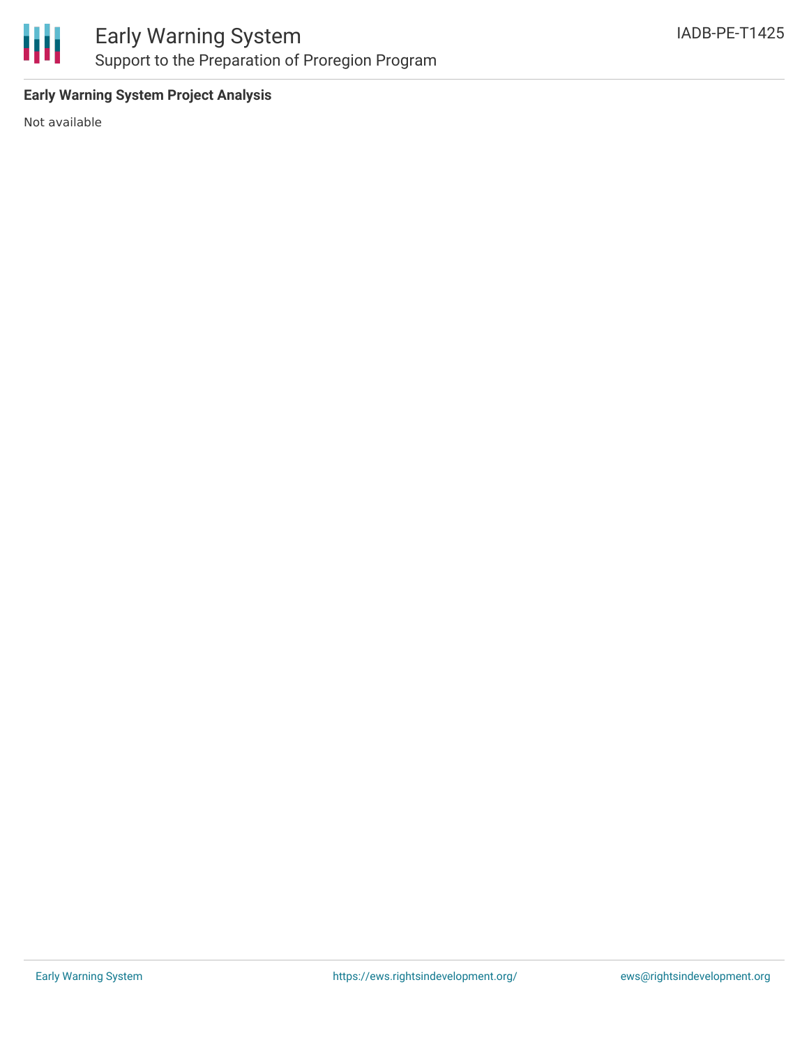**Early Warning System Project Analysis**

Not available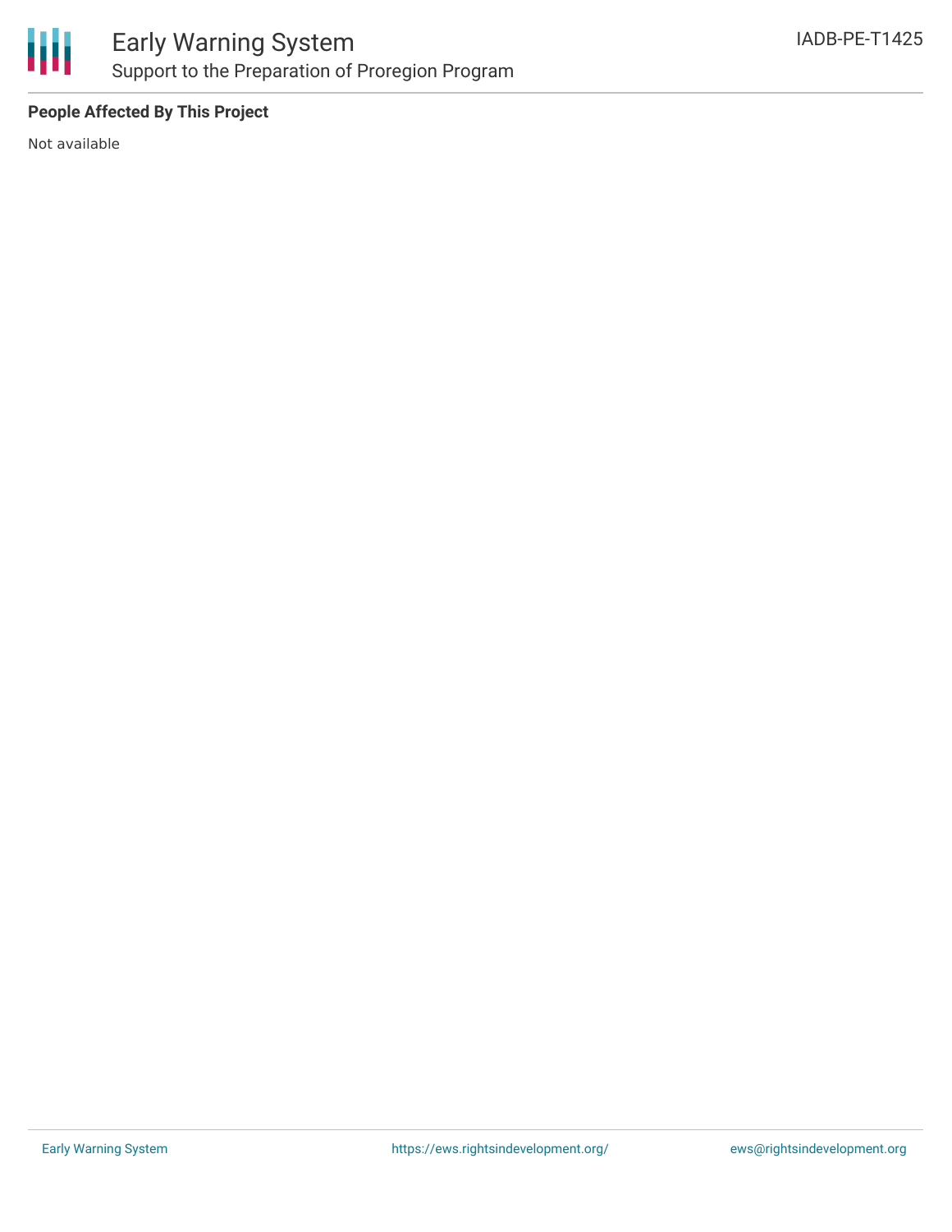**People Affected By This Project**

Not available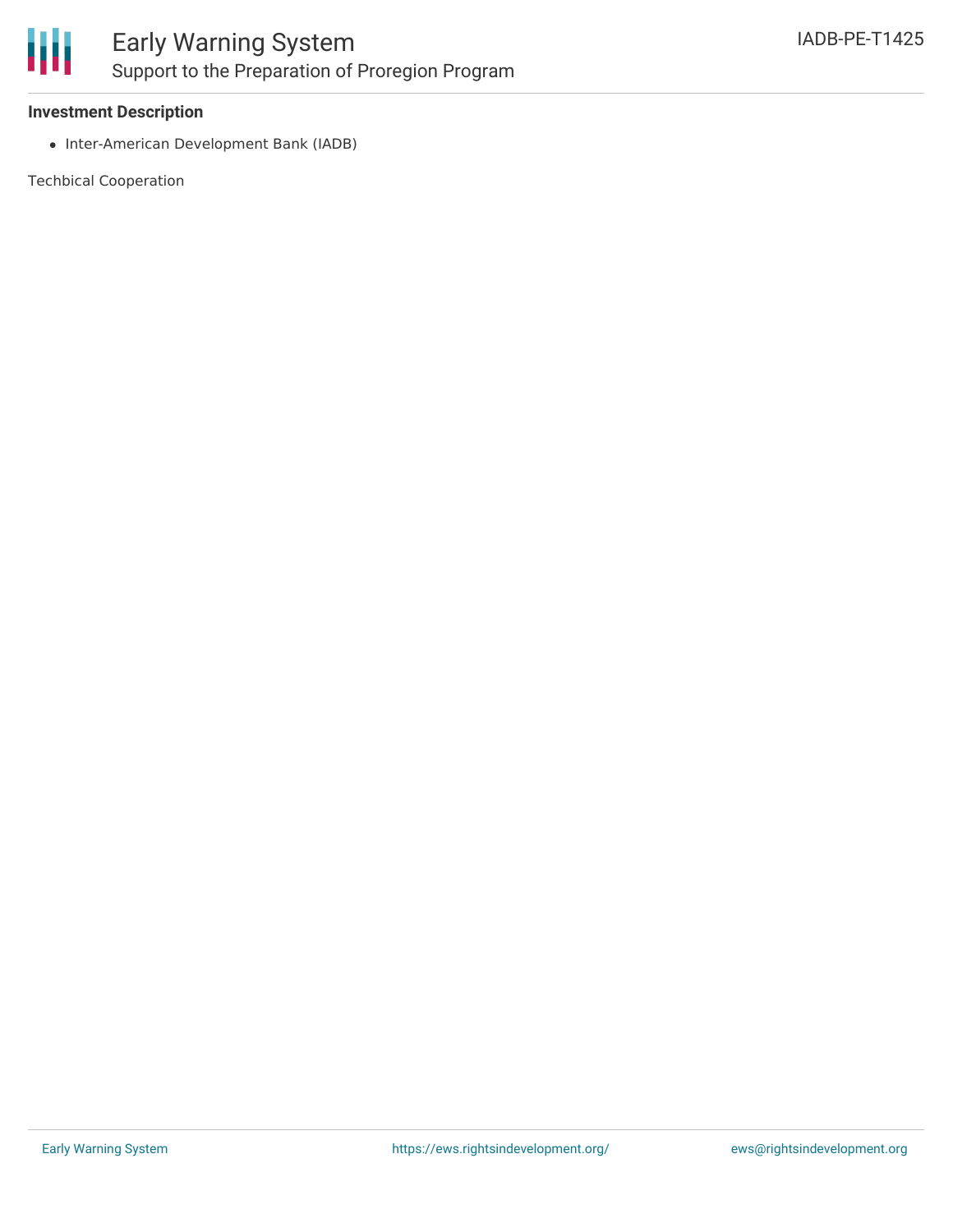**Investment Description**

- Inter-American Development Bank (IADB)

Techbical Cooperation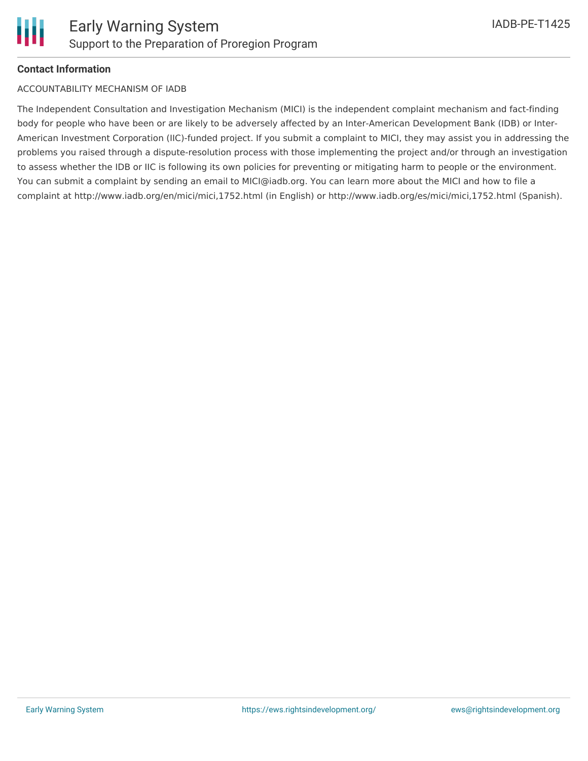**Contact Information**

ACCOUNTABILITY MECHANISM OF IADB

The Independent Consultation and Investigation Mechanism (MICI) is the independent complaint mechanism and fact-finding body for people who have been or are likely to be adversely affected by an Inter-American Development Bank (IDB) or Inter-American Investment Corporation (IIC)-funded project. If you submit a complaint to MICI, they may assist you in addressing the problems you raised through a dispute-resolution process with those implementing the project and/or through an investigation to assess whether the IDB or IIC is following its own policies for preventing or mitigating harm to people or the environment. You can submit a complaint by sending an email to MICI@iadb.org. You can learn more about the MICI and how to file a complaint at http://www.iadb.org/en/mici/mici,1752.html (in English) or http://www.iadb.org/es/mici/mici,1752.html (Spanish).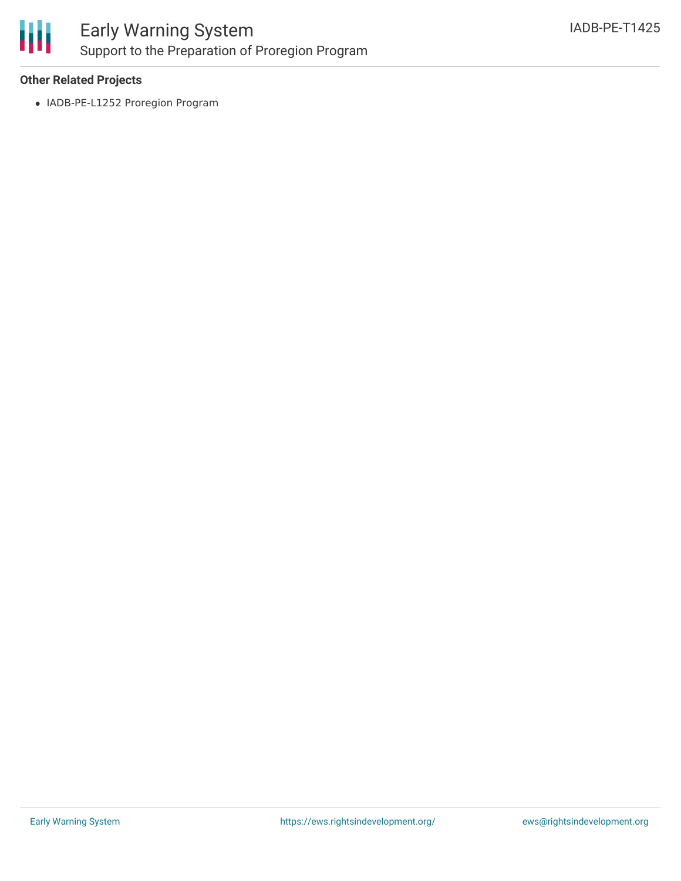**Other Related Projects**

- IADB-PE-L1252 Proregion Program